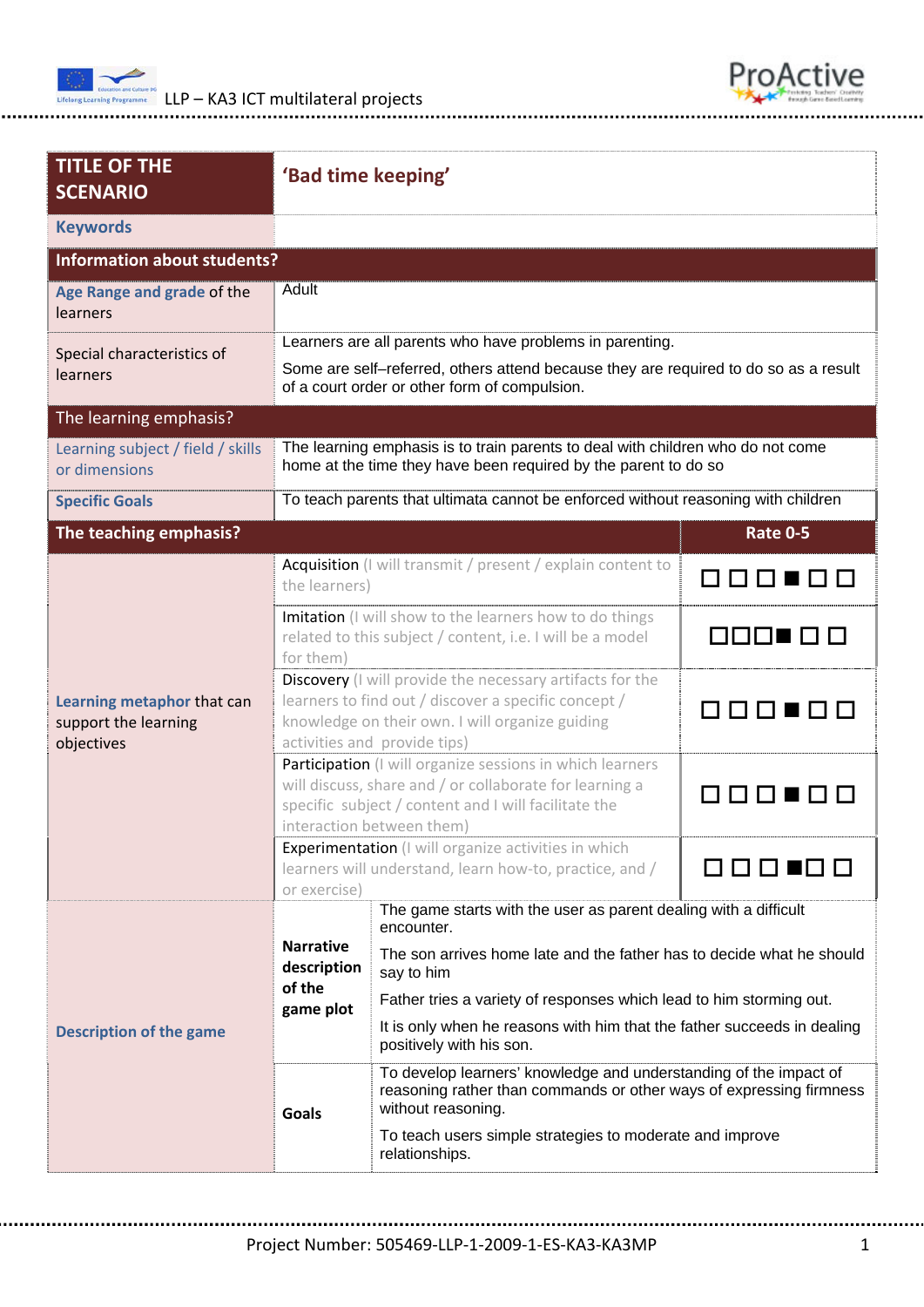| TITLE OF THE SCENARIO | 'Bad time keeping' | |
|---|---|---|
| **Keywords** | | |
| **Information about students?** | | |
| **Age Range and grade** of the learners | Adult | |
| Special characteristics of learners | Learners are all parents who have problems in parenting.<br><br>Some are self–referred, others attend because they are required to do so as a result of a court order or other form of compulsion. | |
| The learning emphasis? | | |
| Learning subject / field / skills or dimensions | The learning emphasis is to train parents to deal with children who do not come home at the time they have been required by the parent to do so | |
| **Specific Goals** | To teach parents that ultimata cannot be enforced without reasoning with children | |
| **The teaching emphasis?** | | **Rate 0-5** |
| **Learning metaphor** that can support the learning objectives | Acquisition (I will transmit / present / explain content to the learners) | ☐ ☐ ☐ ■ ☐ ☐ |
| | Imitation (I will show to the learners how to do things related to this subject / content, i.e. I will be a model for them) | ☐☐☐■ ☐ ☐ |
| | Discovery (I will provide the necessary artifacts for the learners to find out / discover a specific concept / knowledge on their own. I will organize guiding activities and provide tips) | ☐ ☐ ☐ ■ ☐ ☐ |
| | Participation (I will organize sessions in which learners will discuss, share and / or collaborate for learning a specific subject / content and I will facilitate the interaction between them) | ☐ ☐ ☐ ■ ☐ ☐ |
| | Experimentation (I will organize activities in which learners will understand, learn how-to, practice, and / or exercise) | ☐ ☐ ☐ ■☐ ☐ |
| **Description of the game** | **Narrative description of the game plot** | The game starts with the user as parent dealing with a difficult encounter.<br><br>The son arrives home late and the father has to decide what he should say to him<br><br>Father tries a variety of responses which lead to him storming out.<br><br>It is only when he reasons with him that the father succeeds in dealing positively with his son. |
| | **Goals** | To develop learners' knowledge and understanding of the impact of reasoning rather than commands or other ways of expressing firmness without reasoning.<br><br>To teach users simple strategies to moderate and improve relationships. |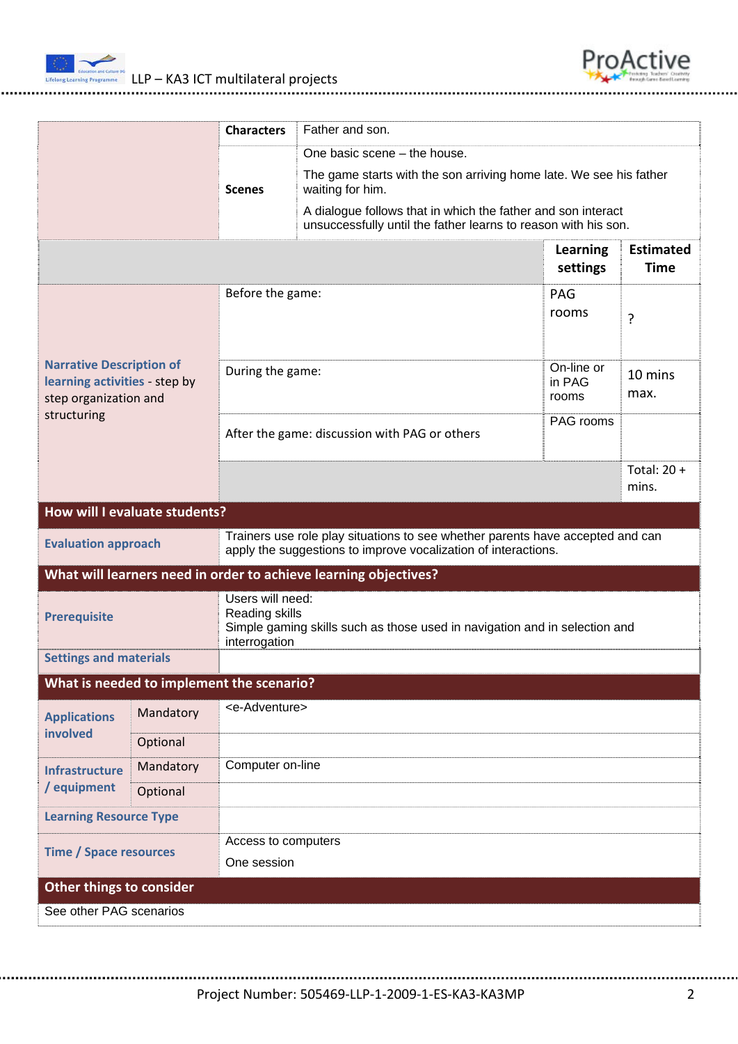| | | | |
|---|---|---|---|
| | **Characters** | Father and son. | |
| | **Scenes** | One basic scene – the house.<br>The game starts with the son arriving home late. We see his father waiting for him.<br>A dialogue follows that in which the father and son interact unsuccessfully until the father learns to reason with his son. | |

| | | **Learning settings** | **Estimated Time** |
|---|---|---|---|
| **Narrative Description of learning activities** - step by step organization and structuring | Before the game: | PAG rooms | ? |
| | During the game: | On-line or in PAG rooms | 10 mins max. |
| | After the game: discussion with PAG or others | PAG rooms | |
| | | | Total: 20 + mins. |

## How will I evaluate students?

| | |
|---|---|
| **Evaluation approach** | Trainers use role play situations to see whether parents have accepted and can apply the suggestions to improve vocalization of interactions. |

## What will learners need in order to achieve learning objectives?

| | |
|---|---|
| **Prerequisite** | Users will need:<br>Reading skills<br>Simple gaming skills such as those used in navigation and in selection and interrogation |
| **Settings and materials** | |

## What is needed to implement the scenario?

| | | |
|---|---|---|
| **Applications involved** | Mandatory | <e-Adventure> |
| | Optional | |
| **Infrastructure / equipment** | Mandatory | Computer on-line |
| | Optional | |
| **Learning Resource Type** | | |
| **Time / Space resources** | | Access to computers<br>One session |

## Other things to consider

See other PAG scenarios